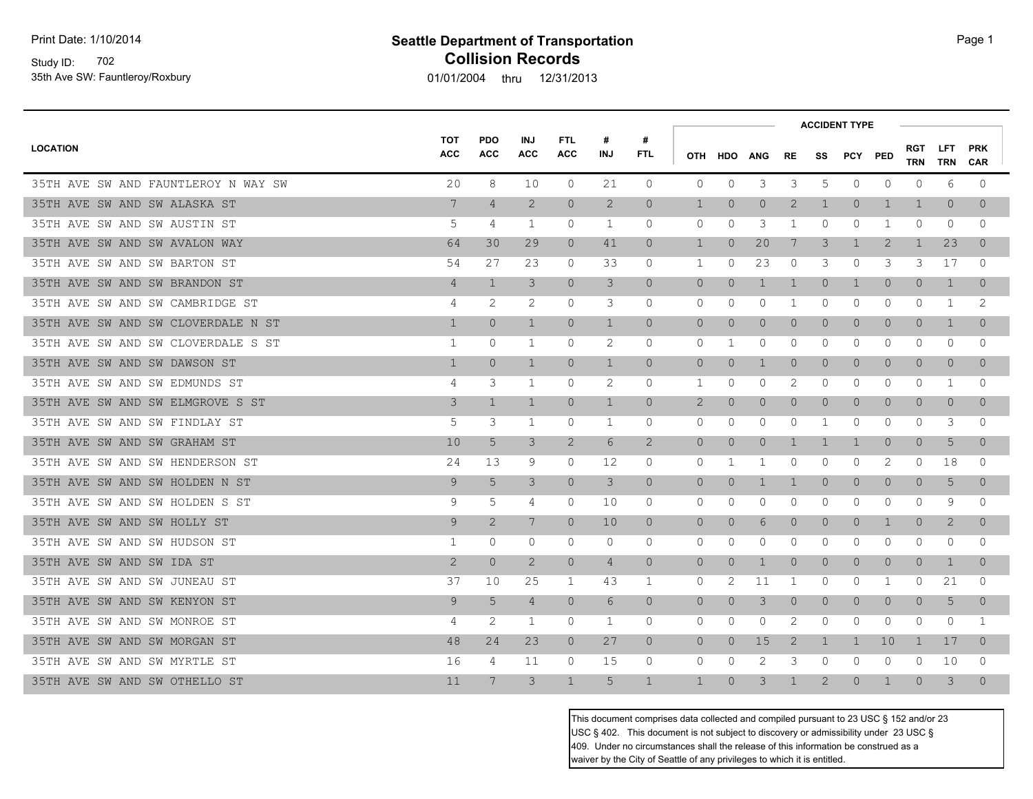Print Date: 1/10/2014

Study ID: 702

35th Ave SW: Fauntleroy/Roxbury

# Seattle Department of Transportation
## Collision Records

01/01/2004 thru 12/31/2013

| LOCATION | TOT ACC | PDO ACC | INJ ACC | FTL ACC | # INJ | # FTL | ACCIDENT TYPE | | | | | | | | | |
|---|---|---|---|---|---|---|---|---|---|---|---|---|---|---|---|---|
| | | | | | | | OTH | HDO | ANG | RE | SS | PCY | PED | RGT TRN | LFT TRN | PRK CAR |
| 35TH AVE SW AND FAUNTLEROY N WAY SW | 20 | 8 | 10 | 0 | 21 | 0 | 0 | 0 | 3 | 3 | 5 | 0 | 0 | 0 | 6 | 0 |
| 35TH AVE SW AND SW ALASKA ST | 7 | 4 | 2 | 0 | 2 | 0 | 1 | 0 | 0 | 2 | 1 | 0 | 1 | 1 | 0 | 0 |
| 35TH AVE SW AND SW AUSTIN ST | 5 | 4 | 1 | 0 | 1 | 0 | 0 | 0 | 3 | 1 | 0 | 0 | 1 | 0 | 0 | 0 |
| 35TH AVE SW AND SW AVALON WAY | 64 | 30 | 29 | 0 | 41 | 0 | 1 | 0 | 20 | 7 | 3 | 1 | 2 | 1 | 23 | 0 |
| 35TH AVE SW AND SW BARTON ST | 54 | 27 | 23 | 0 | 33 | 0 | 1 | 0 | 23 | 0 | 3 | 0 | 3 | 3 | 17 | 0 |
| 35TH AVE SW AND SW BRANDON ST | 4 | 1 | 3 | 0 | 3 | 0 | 0 | 0 | 1 | 1 | 0 | 1 | 0 | 0 | 1 | 0 |
| 35TH AVE SW AND SW CAMBRIDGE ST | 4 | 2 | 2 | 0 | 3 | 0 | 0 | 0 | 0 | 1 | 0 | 0 | 0 | 0 | 1 | 2 |
| 35TH AVE SW AND SW CLOVERDALE N ST | 1 | 0 | 1 | 0 | 1 | 0 | 0 | 0 | 0 | 0 | 0 | 0 | 0 | 0 | 1 | 0 |
| 35TH AVE SW AND SW CLOVERDALE S ST | 1 | 0 | 1 | 0 | 2 | 0 | 0 | 1 | 0 | 0 | 0 | 0 | 0 | 0 | 0 | 0 |
| 35TH AVE SW AND SW DAWSON ST | 1 | 0 | 1 | 0 | 1 | 0 | 0 | 0 | 1 | 0 | 0 | 0 | 0 | 0 | 0 | 0 |
| 35TH AVE SW AND SW EDMUNDS ST | 4 | 3 | 1 | 0 | 2 | 0 | 1 | 0 | 0 | 2 | 0 | 0 | 0 | 0 | 1 | 0 |
| 35TH AVE SW AND SW ELMGROVE S ST | 3 | 1 | 1 | 0 | 1 | 0 | 2 | 0 | 0 | 0 | 0 | 0 | 0 | 0 | 0 | 0 |
| 35TH AVE SW AND SW FINDLAY ST | 5 | 3 | 1 | 0 | 1 | 0 | 0 | 0 | 0 | 0 | 1 | 0 | 0 | 0 | 3 | 0 |
| 35TH AVE SW AND SW GRAHAM ST | 10 | 5 | 3 | 2 | 6 | 2 | 0 | 0 | 0 | 1 | 1 | 1 | 0 | 0 | 5 | 0 |
| 35TH AVE SW AND SW HENDERSON ST | 24 | 13 | 9 | 0 | 12 | 0 | 0 | 1 | 1 | 0 | 0 | 0 | 2 | 0 | 18 | 0 |
| 35TH AVE SW AND SW HOLDEN N ST | 9 | 5 | 3 | 0 | 3 | 0 | 0 | 0 | 1 | 1 | 0 | 0 | 0 | 0 | 5 | 0 |
| 35TH AVE SW AND SW HOLDEN S ST | 9 | 5 | 4 | 0 | 10 | 0 | 0 | 0 | 0 | 0 | 0 | 0 | 0 | 0 | 9 | 0 |
| 35TH AVE SW AND SW HOLLY ST | 9 | 2 | 7 | 0 | 10 | 0 | 0 | 0 | 6 | 0 | 0 | 0 | 1 | 0 | 2 | 0 |
| 35TH AVE SW AND SW HUDSON ST | 1 | 0 | 0 | 0 | 0 | 0 | 0 | 0 | 0 | 0 | 0 | 0 | 0 | 0 | 0 | 0 |
| 35TH AVE SW AND SW IDA ST | 2 | 0 | 2 | 0 | 4 | 0 | 0 | 0 | 1 | 0 | 0 | 0 | 0 | 0 | 1 | 0 |
| 35TH AVE SW AND SW JUNEAU ST | 37 | 10 | 25 | 1 | 43 | 1 | 0 | 2 | 11 | 1 | 0 | 0 | 1 | 0 | 21 | 0 |
| 35TH AVE SW AND SW KENYON ST | 9 | 5 | 4 | 0 | 6 | 0 | 0 | 0 | 3 | 0 | 0 | 0 | 0 | 0 | 5 | 0 |
| 35TH AVE SW AND SW MONROE ST | 4 | 2 | 1 | 0 | 1 | 0 | 0 | 0 | 0 | 2 | 0 | 0 | 0 | 0 | 0 | 1 |
| 35TH AVE SW AND SW MORGAN ST | 48 | 24 | 23 | 0 | 27 | 0 | 0 | 0 | 15 | 2 | 1 | 1 | 10 | 1 | 17 | 0 |
| 35TH AVE SW AND SW MYRTLE ST | 16 | 4 | 11 | 0 | 15 | 0 | 0 | 0 | 2 | 3 | 0 | 0 | 0 | 0 | 10 | 0 |
| 35TH AVE SW AND SW OTHELLO ST | 11 | 7 | 3 | 1 | 5 | 1 | 1 | 0 | 3 | 1 | 2 | 0 | 1 | 0 | 3 | 0 |

This document comprises data collected and compiled pursuant to 23 USC § 152 and/or 23 USC § 402. This document is not subject to discovery or admissibility under 23 USC § 409. Under no circumstances shall the release of this information be construed as a waiver by the City of Seattle of any privileges to which it is entitled.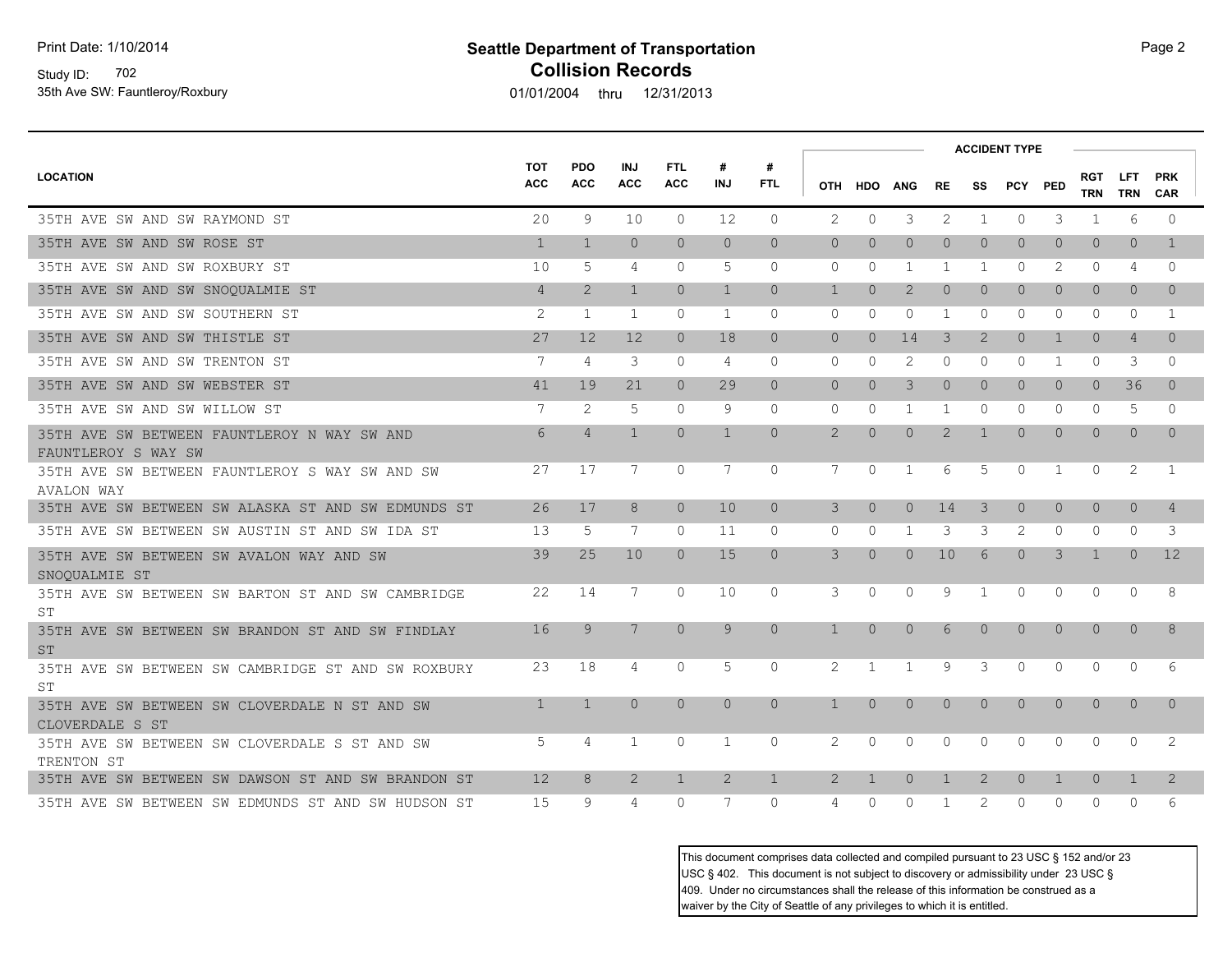**Seattle Department of Transportation**
**Collision Records**

Print Date: 1/10/2014

Study ID: 702

35th Ave SW: Fauntleroy/Roxbury

01/01/2004 thru 12/31/2013

| LOCATION | TOT ACC | PDO ACC | INJ ACC | FTL ACC | # INJ | # FTL | ACCIDENT TYPE | | | | | | | | | |
|---|---|---|---|---|---|---|---|---|---|---|---|---|---|---|---|---|
| | | | | | | | OTH | HDO | ANG | RE | SS | PCY | PED | RGT TRN | LFT TRN | PRK CAR |
| 35TH AVE SW AND SW RAYMOND ST | 20 | 9 | 10 | 0 | 12 | 0 | 2 | 0 | 3 | 2 | 1 | 0 | 3 | 1 | 6 | 0 |
| 35TH AVE SW AND SW ROSE ST | 1 | 1 | 0 | 0 | 0 | 0 | 0 | 0 | 0 | 0 | 0 | 0 | 0 | 0 | 0 | 1 |
| 35TH AVE SW AND SW ROXBURY ST | 10 | 5 | 4 | 0 | 5 | 0 | 0 | 0 | 1 | 1 | 1 | 0 | 2 | 0 | 4 | 0 |
| 35TH AVE SW AND SW SNOQUALMIE ST | 4 | 2 | 1 | 0 | 1 | 0 | 1 | 0 | 2 | 0 | 0 | 0 | 0 | 0 | 0 | 0 |
| 35TH AVE SW AND SW SOUTHERN ST | 2 | 1 | 1 | 0 | 1 | 0 | 0 | 0 | 0 | 1 | 0 | 0 | 0 | 0 | 0 | 1 |
| 35TH AVE SW AND SW THISTLE ST | 27 | 12 | 12 | 0 | 18 | 0 | 0 | 0 | 14 | 3 | 2 | 0 | 1 | 0 | 4 | 0 |
| 35TH AVE SW AND SW TRENTON ST | 7 | 4 | 3 | 0 | 4 | 0 | 0 | 0 | 2 | 0 | 0 | 0 | 1 | 0 | 3 | 0 |
| 35TH AVE SW AND SW WEBSTER ST | 41 | 19 | 21 | 0 | 29 | 0 | 0 | 0 | 3 | 0 | 0 | 0 | 0 | 0 | 36 | 0 |
| 35TH AVE SW AND SW WILLOW ST | 7 | 2 | 5 | 0 | 9 | 0 | 0 | 0 | 1 | 1 | 0 | 0 | 0 | 0 | 5 | 0 |
| 35TH AVE SW BETWEEN FAUNTLEROY N WAY SW AND FAUNTLEROY S WAY SW | 6 | 4 | 1 | 0 | 1 | 0 | 2 | 0 | 0 | 2 | 1 | 0 | 0 | 0 | 0 | 0 |
| 35TH AVE SW BETWEEN FAUNTLEROY S WAY SW AND SW AVALON WAY | 27 | 17 | 7 | 0 | 7 | 0 | 7 | 0 | 1 | 6 | 5 | 0 | 1 | 0 | 2 | 1 |
| 35TH AVE SW BETWEEN SW ALASKA ST AND SW EDMUNDS ST | 26 | 17 | 8 | 0 | 10 | 0 | 3 | 0 | 0 | 14 | 3 | 0 | 0 | 0 | 0 | 4 |
| 35TH AVE SW BETWEEN SW AUSTIN ST AND SW IDA ST | 13 | 5 | 7 | 0 | 11 | 0 | 0 | 0 | 1 | 3 | 3 | 2 | 0 | 0 | 0 | 3 |
| 35TH AVE SW BETWEEN SW AVALON WAY AND SW SNOQUALMIE ST | 39 | 25 | 10 | 0 | 15 | 0 | 3 | 0 | 0 | 10 | 6 | 0 | 3 | 1 | 0 | 12 |
| 35TH AVE SW BETWEEN SW BARTON ST AND SW CAMBRIDGE ST | 22 | 14 | 7 | 0 | 10 | 0 | 3 | 0 | 0 | 9 | 1 | 0 | 0 | 0 | 0 | 8 |
| 35TH AVE SW BETWEEN SW BRANDON ST AND SW FINDLAY ST | 16 | 9 | 7 | 0 | 9 | 0 | 1 | 0 | 0 | 6 | 0 | 0 | 0 | 0 | 0 | 8 |
| 35TH AVE SW BETWEEN SW CAMBRIDGE ST AND SW ROXBURY ST | 23 | 18 | 4 | 0 | 5 | 0 | 2 | 1 | 1 | 9 | 3 | 0 | 0 | 0 | 0 | 6 |
| 35TH AVE SW BETWEEN SW CLOVERDALE N ST AND SW CLOVERDALE S ST | 1 | 1 | 0 | 0 | 0 | 0 | 1 | 0 | 0 | 0 | 0 | 0 | 0 | 0 | 0 | 0 |
| 35TH AVE SW BETWEEN SW CLOVERDALE S ST AND SW TRENTON ST | 5 | 4 | 1 | 0 | 1 | 0 | 2 | 0 | 0 | 0 | 0 | 0 | 0 | 0 | 0 | 2 |
| 35TH AVE SW BETWEEN SW DAWSON ST AND SW BRANDON ST | 12 | 8 | 2 | 1 | 2 | 1 | 2 | 1 | 0 | 1 | 2 | 0 | 1 | 0 | 1 | 2 |
| 35TH AVE SW BETWEEN SW EDMUNDS ST AND SW HUDSON ST | 15 | 9 | 4 | 0 | 7 | 0 | 4 | 0 | 0 | 1 | 2 | 0 | 0 | 0 | 0 | 6 |

This document comprises data collected and compiled pursuant to 23 USC § 152 and/or 23 USC § 402. This document is not subject to discovery or admissibility under 23 USC § 409. Under no circumstances shall the release of this information be construed as a waiver by the City of Seattle of any privileges to which it is entitled.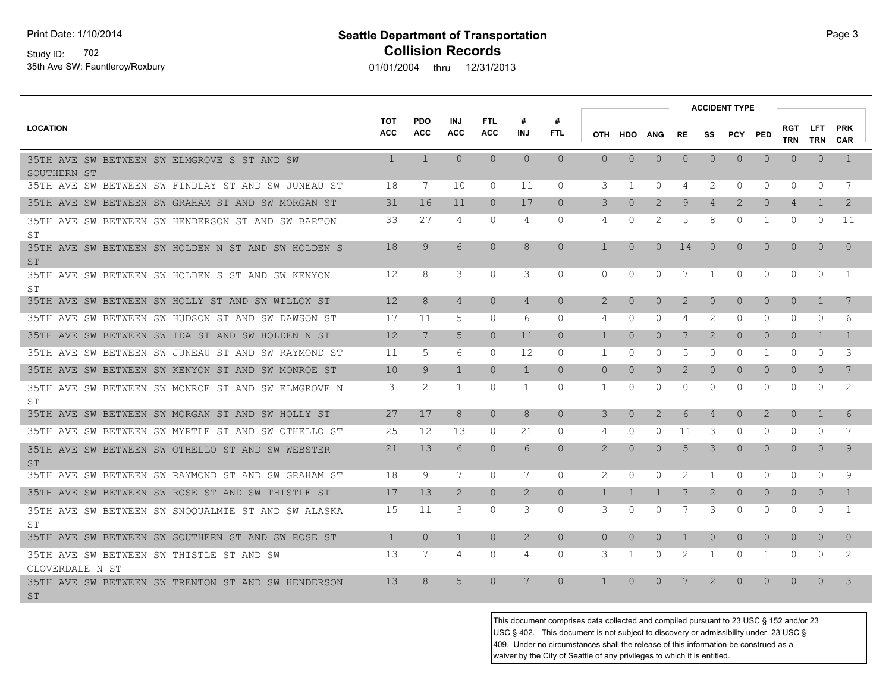**Seattle Department of Transportation**
**Collision Records**

Print Date: 1/10/2014
Study ID: 702
35th Ave SW: Fauntleroy/Roxbury

01/01/2004 thru 12/31/2013

| LOCATION | TOT ACC | PDO ACC | INJ ACC | FTL ACC | # INJ | # FTL | ACCIDENT TYPE | | | | | | | | | |
|---|---|---|---|---|---|---|---|---|---|---|---|---|---|---|---|---|
| | | | | | | | OTH | HDO | ANG | RE | SS | PCY | PED | RGT TRN | LFT TRN | PRK CAR |
| 35TH AVE SW BETWEEN SW ELMGROVE S ST AND SW SOUTHERN ST | 1 | 1 | 0 | 0 | 0 | 0 | 0 | 0 | 0 | 0 | 0 | 0 | 0 | 0 | 0 | 1 |
| 35TH AVE SW BETWEEN SW FINDLAY ST AND SW JUNEAU ST | 18 | 7 | 10 | 0 | 11 | 0 | 3 | 1 | 0 | 4 | 2 | 0 | 0 | 0 | 0 | 7 |
| 35TH AVE SW BETWEEN SW GRAHAM ST AND SW MORGAN ST | 31 | 16 | 11 | 0 | 17 | 0 | 3 | 0 | 2 | 9 | 4 | 2 | 0 | 4 | 1 | 2 |
| 35TH AVE SW BETWEEN SW HENDERSON ST AND SW BARTON ST | 33 | 27 | 4 | 0 | 4 | 0 | 4 | 0 | 2 | 5 | 8 | 0 | 1 | 0 | 0 | 11 |
| 35TH AVE SW BETWEEN SW HOLDEN N ST AND SW HOLDEN S ST | 18 | 9 | 6 | 0 | 8 | 0 | 1 | 0 | 0 | 14 | 0 | 0 | 0 | 0 | 0 | 0 |
| 35TH AVE SW BETWEEN SW HOLDEN S ST AND SW KENYON ST | 12 | 8 | 3 | 0 | 3 | 0 | 0 | 0 | 0 | 7 | 1 | 0 | 0 | 0 | 0 | 1 |
| 35TH AVE SW BETWEEN SW HOLLY ST AND SW WILLOW ST | 12 | 8 | 4 | 0 | 4 | 0 | 2 | 0 | 0 | 2 | 0 | 0 | 0 | 0 | 1 | 7 |
| 35TH AVE SW BETWEEN SW HUDSON ST AND SW DAWSON ST | 17 | 11 | 5 | 0 | 6 | 0 | 4 | 0 | 0 | 4 | 2 | 0 | 0 | 0 | 0 | 6 |
| 35TH AVE SW BETWEEN SW IDA ST AND SW HOLDEN N ST | 12 | 7 | 5 | 0 | 11 | 0 | 1 | 0 | 0 | 7 | 2 | 0 | 0 | 0 | 1 | 1 |
| 35TH AVE SW BETWEEN SW JUNEAU ST AND SW RAYMOND ST | 11 | 5 | 6 | 0 | 12 | 0 | 1 | 0 | 0 | 5 | 0 | 0 | 1 | 0 | 0 | 3 |
| 35TH AVE SW BETWEEN SW KENYON ST AND SW MONROE ST | 10 | 9 | 1 | 0 | 1 | 0 | 0 | 0 | 0 | 2 | 0 | 0 | 0 | 0 | 0 | 7 |
| 35TH AVE SW BETWEEN SW MONROE ST AND SW ELMGROVE N ST | 3 | 2 | 1 | 0 | 1 | 0 | 1 | 0 | 0 | 0 | 0 | 0 | 0 | 0 | 0 | 2 |
| 35TH AVE SW BETWEEN SW MORGAN ST AND SW HOLLY ST | 27 | 17 | 8 | 0 | 8 | 0 | 3 | 0 | 2 | 6 | 4 | 0 | 2 | 0 | 1 | 6 |
| 35TH AVE SW BETWEEN SW MYRTLE ST AND SW OTHELLO ST | 25 | 12 | 13 | 0 | 21 | 0 | 4 | 0 | 0 | 11 | 3 | 0 | 0 | 0 | 0 | 7 |
| 35TH AVE SW BETWEEN SW OTHELLO ST AND SW WEBSTER ST | 21 | 13 | 6 | 0 | 6 | 0 | 2 | 0 | 0 | 5 | 3 | 0 | 0 | 0 | 0 | 9 |
| 35TH AVE SW BETWEEN SW RAYMOND ST AND SW GRAHAM ST | 18 | 9 | 7 | 0 | 7 | 0 | 2 | 0 | 0 | 2 | 1 | 0 | 0 | 0 | 0 | 9 |
| 35TH AVE SW BETWEEN SW ROSE ST AND SW THISTLE ST | 17 | 13 | 2 | 0 | 2 | 0 | 1 | 1 | 1 | 7 | 2 | 0 | 0 | 0 | 0 | 1 |
| 35TH AVE SW BETWEEN SW SNOQUALMIE ST AND SW ALASKA ST | 15 | 11 | 3 | 0 | 3 | 0 | 3 | 0 | 0 | 7 | 3 | 0 | 0 | 0 | 0 | 1 |
| 35TH AVE SW BETWEEN SW SOUTHERN ST AND SW ROSE ST | 1 | 0 | 1 | 0 | 2 | 0 | 0 | 0 | 0 | 1 | 0 | 0 | 0 | 0 | 0 | 0 |
| 35TH AVE SW BETWEEN SW THISTLE ST AND SW CLOVERDALE N ST | 13 | 7 | 4 | 0 | 4 | 0 | 3 | 1 | 0 | 2 | 1 | 0 | 1 | 0 | 0 | 2 |
| 35TH AVE SW BETWEEN SW TRENTON ST AND SW HENDERSON ST | 13 | 8 | 5 | 0 | 7 | 0 | 1 | 0 | 0 | 7 | 2 | 0 | 0 | 0 | 0 | 3 |

This document comprises data collected and compiled pursuant to 23 USC § 152 and/or 23 USC § 402. This document is not subject to discovery or admissibility under 23 USC § 409. Under no circumstances shall the release of this information be construed as a waiver by the City of Seattle of any privileges to which it is entitled.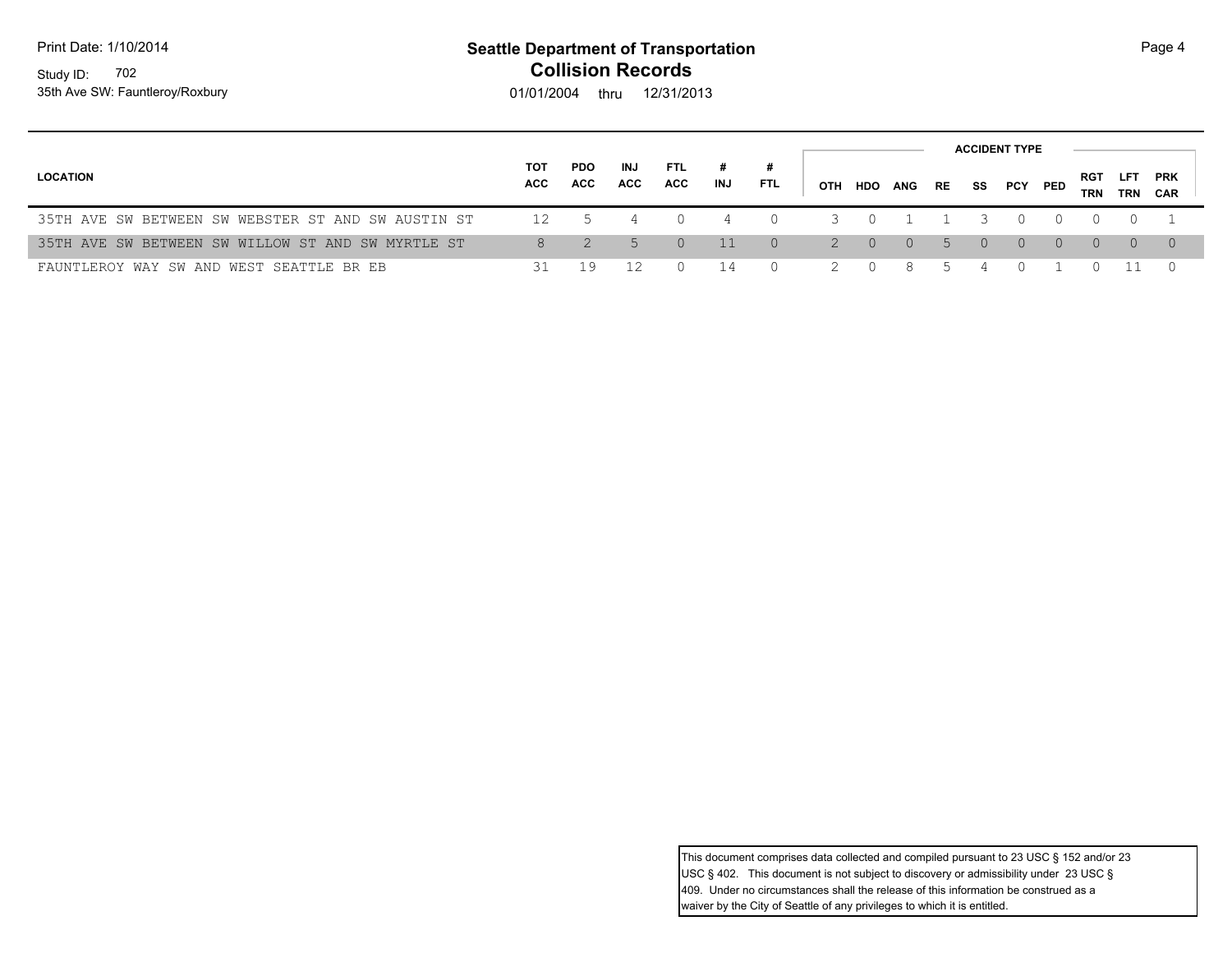| LOCATION | TOT ACC | PDO ACC | INJ ACC | FTL ACC | # INJ | # FTL | ACCIDENT TYPE | | | | | | | | | |
|---|---|---|---|---|---|---|---|---|---|---|---|---|---|---|---|---|
| | | | | | | | OTH | HDO | ANG | RE | SS | PCY | PED | RGT TRN | LFT TRN | PRK CAR |
| 35TH AVE SW BETWEEN SW WEBSTER ST AND SW AUSTIN ST | 12 | 5 | 4 | 0 | 4 | 0 | 3 | 0 | 1 | 1 | 3 | 0 | 0 | 0 | 0 | 1 |
| 35TH AVE SW BETWEEN SW WILLOW ST AND SW MYRTLE ST | 8 | 2 | 5 | 0 | 11 | 0 | 2 | 0 | 0 | 5 | 0 | 0 | 0 | 0 | 0 | 0 |
| FAUNTLEROY WAY SW AND WEST SEATTLE BR EB | 31 | 19 | 12 | 0 | 14 | 0 | 2 | 0 | 8 | 5 | 4 | 0 | 1 | 0 | 11 | 0 |

This document comprises data collected and compiled pursuant to 23 USC § 152 and/or 23 USC § 402. This document is not subject to discovery or admissibility under 23 USC § 409. Under no circumstances shall the release of this information be construed as a waiver by the City of Seattle of any privileges to which it is entitled.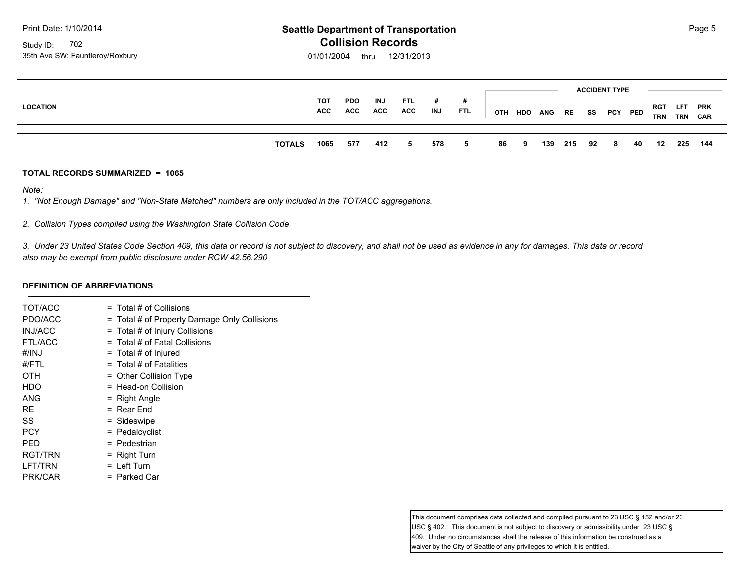**Seattle Department of Transportation**
**Collision Records**
01/01/2004 thru 12/31/2013

Print Date: 1/10/2014
Study ID: 702
35th Ave SW: Fauntleroy/Roxbury

| LOCATION | TOT ACC | PDO ACC | INJ ACC | FTL ACC | # INJ | # FTL | ACCIDENT TYPE | | | | | | | | | |
|---|---|---|---|---|---|---|---|---|---|---|---|---|---|---|---|---|
| | | | | | | | OTH | HDO | ANG | RE | SS | PCY | PED | RGT TRN | LFT TRN | PRK CAR |
| **TOTALS** | **1065** | **577** | **412** | **5** | **578** | **5** | **86** | **9** | **139** | **215** | **92** | **8** | **40** | **12** | **225** | **144** |

**TOTAL RECORDS SUMMARIZED = 1065**

*Note:*

*1. "Not Enough Damage" and "Non-State Matched" numbers are only included in the TOT/ACC aggregations.*

*2. Collision Types compiled using the Washington State Collision Code*

*3. Under 23 United States Code Section 409, this data or record is not subject to discovery, and shall not be used as evidence in any for damages. This data or record also may be exempt from public disclosure under RCW 42.56.290*

**DEFINITION OF ABBREVIATIONS**

TOT/ACC = Total # of Collisions
PDO/ACC = Total # of Property Damage Only Collisions
INJ/ACC = Total # of Injury Collisions
FTL/ACC = Total # of Fatal Collisions
#/INJ = Total # of Injured
#/FTL = Total # of Fatalities
OTH = Other Collision Type
HDO = Head-on Collision
ANG = Right Angle
RE = Rear End
SS = Sideswipe
PCY = Pedalcyclist
PED = Pedestrian
RGT/TRN = Right Turn
LFT/TRN = Left Turn
PRK/CAR = Parked Car

This document comprises data collected and compiled pursuant to 23 USC § 152 and/or 23 USC § 402. This document is not subject to discovery or admissibility under 23 USC § 409. Under no circumstances shall the release of this information be construed as a waiver by the City of Seattle of any privileges to which it is entitled.